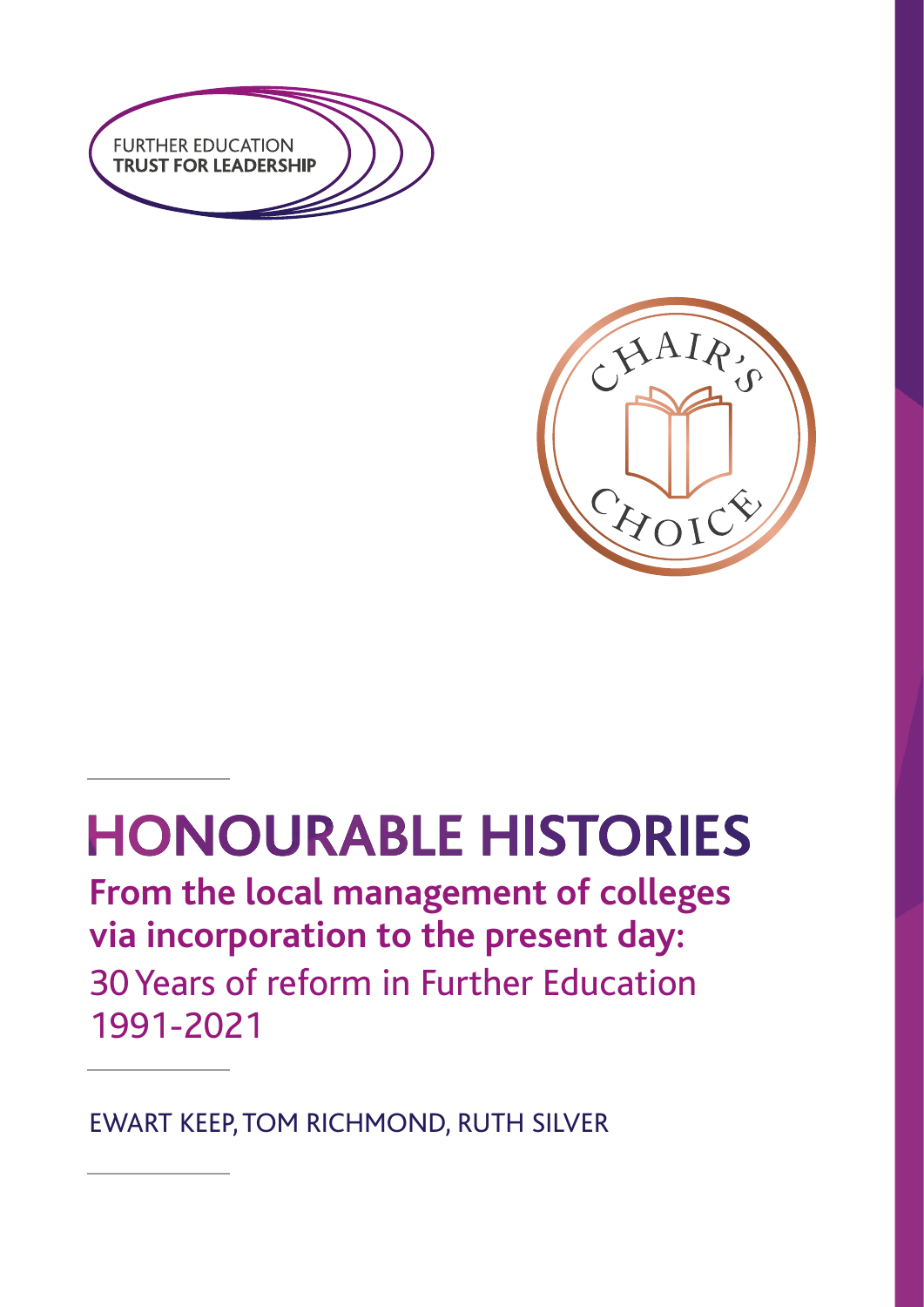FURTHER EDUCATION
**TRUST FOR LEADERSHIP**

CHAIR'S CHOICE

# HONOURABLE HISTORIES

## From the local management of colleges via incorporation to the present day:

30 Years of reform in Further Education 1991-2021

EWART KEEP, TOM RICHMOND, RUTH SILVER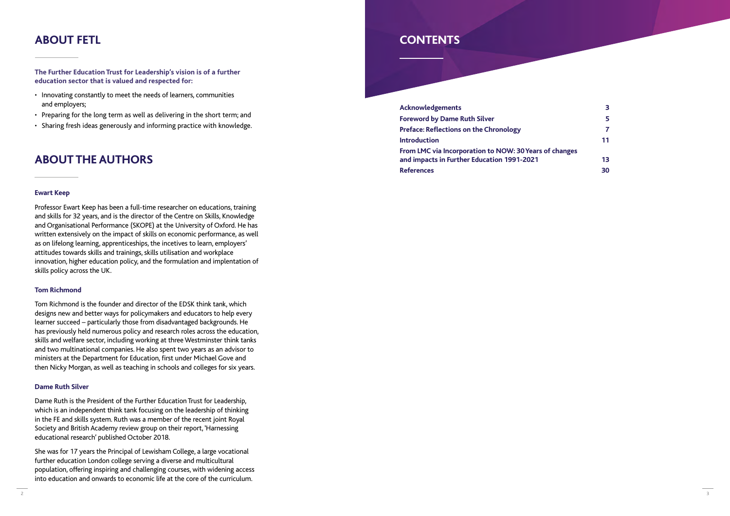## ABOUT FETL

**The Further Education Trust for Leadership's vision is of a further education sector that is valued and respected for:**

- Innovating constantly to meet the needs of learners, communities and employers;
- Preparing for the long term as well as delivering in the short term; and
- Sharing fresh ideas generously and informing practice with knowledge.

## ABOUT THE AUTHORS

**Ewart Keep**

Professor Ewart Keep has been a full-time researcher on educations, training and skills for 32 years, and is the director of the Centre on Skills, Knowledge and Organisational Performance (SKOPE) at the University of Oxford. He has written extensively on the impact of skills on economic performance, as well as on lifelong learning, apprenticeships, the incetives to learn, employers' attitudes towards skills and trainings, skills utilisation and workplace innovation, higher education policy, and the formulation and implentation of skills policy across the UK.

**Tom Richmond**

Tom Richmond is the founder and director of the EDSK think tank, which designs new and better ways for policymakers and educators to help every learner succeed – particularly those from disadvantaged backgrounds. He has previously held numerous policy and research roles across the education, skills and welfare sector, including working at three Westminster think tanks and two multinational companies. He also spent two years as an advisor to ministers at the Department for Education, first under Michael Gove and then Nicky Morgan, as well as teaching in schools and colleges for six years.

**Dame Ruth Silver**

Dame Ruth is the President of the Further Education Trust for Leadership, which is an independent think tank focusing on the leadership of thinking in the FE and skills system. Ruth was a member of the recent joint Royal Society and British Academy review group on their report, 'Harnessing educational research' published October 2018.

She was for 17 years the Principal of Lewisham College, a large vocational further education London college serving a diverse and multicultural population, offering inspiring and challenging courses, with widening access into education and onwards to economic life at the core of the curriculum.

## CONTENTS

| | |
|---|---|
| **Acknowledgements** | **3** |
| **Foreword by Dame Ruth Silver** | **5** |
| **Preface: Reflections on the Chronology** | **7** |
| **Introduction** | **11** |
| **From LMC via Incorporation to NOW: 30 Years of changes and impacts in Further Education 1991-2021** | **13** |
| **References** | **30** |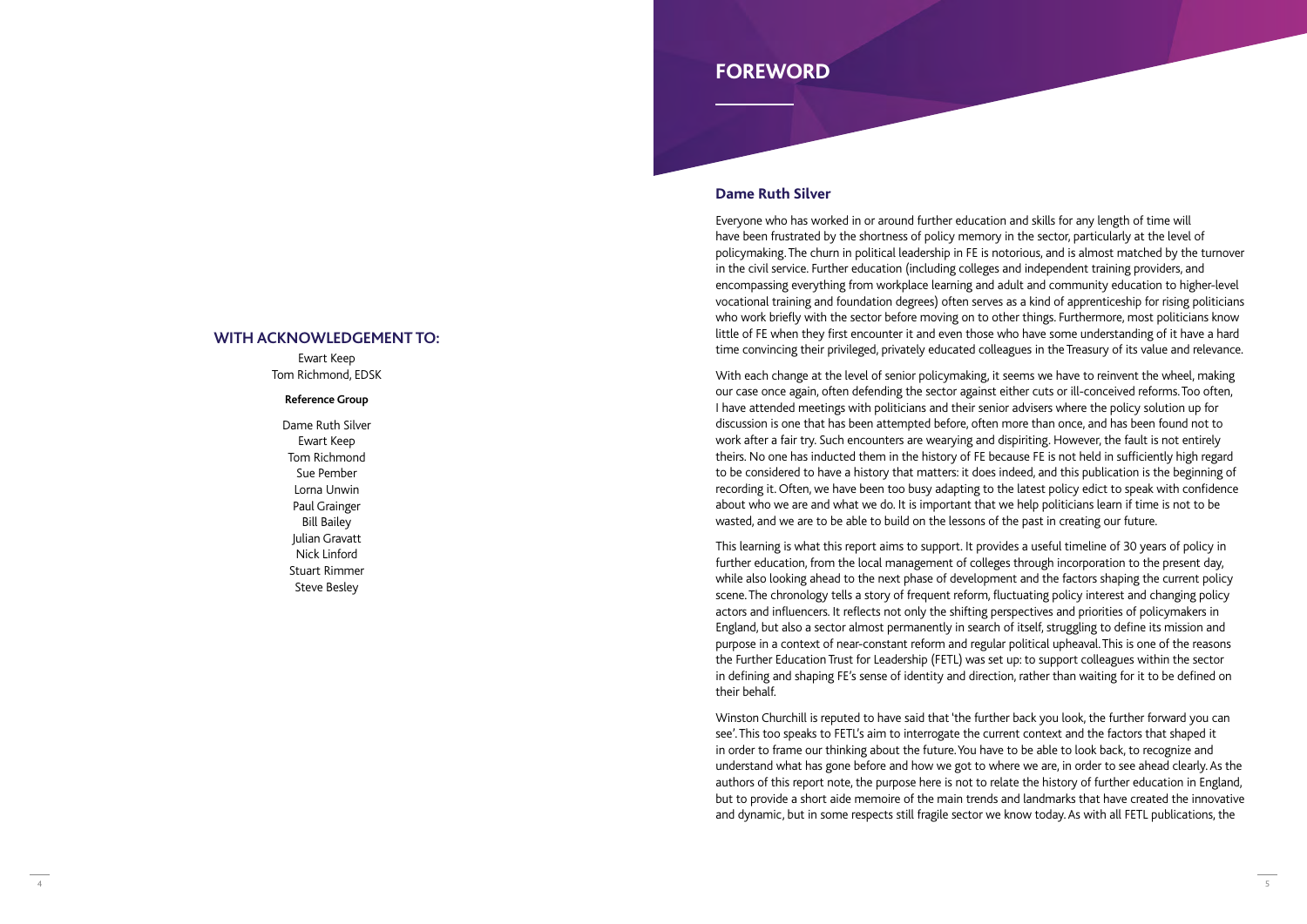## WITH ACKNOWLEDGEMENT TO:

Ewart Keep
Tom Richmond, EDSK

**Reference Group**

Dame Ruth Silver
Ewart Keep
Tom Richmond
Sue Pember
Lorna Unwin
Paul Grainger
Bill Bailey
Julian Gravatt
Nick Linford
Stuart Rimmer
Steve Besley

# FOREWORD

### Dame Ruth Silver

Everyone who has worked in or around further education and skills for any length of time will have been frustrated by the shortness of policy memory in the sector, particularly at the level of policymaking. The churn in political leadership in FE is notorious, and is almost matched by the turnover in the civil service. Further education (including colleges and independent training providers, and encompassing everything from workplace learning and adult and community education to higher-level vocational training and foundation degrees) often serves as a kind of apprenticeship for rising politicians who work briefly with the sector before moving on to other things. Furthermore, most politicians know little of FE when they first encounter it and even those who have some understanding of it have a hard time convincing their privileged, privately educated colleagues in the Treasury of its value and relevance.

With each change at the level of senior policymaking, it seems we have to reinvent the wheel, making our case once again, often defending the sector against either cuts or ill-conceived reforms. Too often, I have attended meetings with politicians and their senior advisers where the policy solution up for discussion is one that has been attempted before, often more than once, and has been found not to work after a fair try. Such encounters are wearying and dispiriting. However, the fault is not entirely theirs. No one has inducted them in the history of FE because FE is not held in sufficiently high regard to be considered to have a history that matters: it does indeed, and this publication is the beginning of recording it. Often, we have been too busy adapting to the latest policy edict to speak with confidence about who we are and what we do. It is important that we help politicians learn if time is not to be wasted, and we are to be able to build on the lessons of the past in creating our future.

This learning is what this report aims to support. It provides a useful timeline of 30 years of policy in further education, from the local management of colleges through incorporation to the present day, while also looking ahead to the next phase of development and the factors shaping the current policy scene. The chronology tells a story of frequent reform, fluctuating policy interest and changing policy actors and influencers. It reflects not only the shifting perspectives and priorities of policymakers in England, but also a sector almost permanently in search of itself, struggling to define its mission and purpose in a context of near-constant reform and regular political upheaval. This is one of the reasons the Further Education Trust for Leadership (FETL) was set up: to support colleagues within the sector in defining and shaping FE's sense of identity and direction, rather than waiting for it to be defined on their behalf.

Winston Churchill is reputed to have said that 'the further back you look, the further forward you can see'. This too speaks to FETL's aim to interrogate the current context and the factors that shaped it in order to frame our thinking about the future. You have to be able to look back, to recognize and understand what has gone before and how we got to where we are, in order to see ahead clearly. As the authors of this report note, the purpose here is not to relate the history of further education in England, but to provide a short aide memoire of the main trends and landmarks that have created the innovative and dynamic, but in some respects still fragile sector we know today. As with all FETL publications, the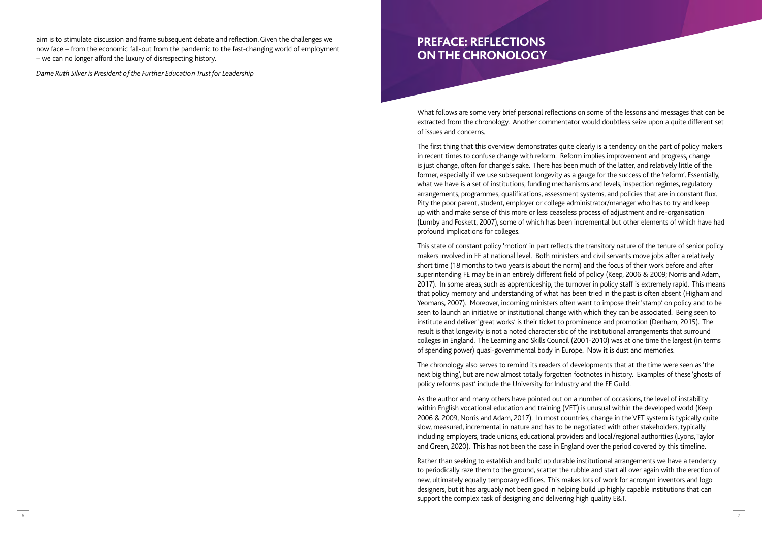aim is to stimulate discussion and frame subsequent debate and reflection. Given the challenges we now face – from the economic fall-out from the pandemic to the fast-changing world of employment – we can no longer afford the luxury of disrespecting history.

*Dame Ruth Silver is President of the Further Education Trust for Leadership*

## PREFACE: REFLECTIONS ON THE CHRONOLOGY

What follows are some very brief personal reflections on some of the lessons and messages that can be extracted from the chronology. Another commentator would doubtless seize upon a quite different set of issues and concerns.

The first thing that this overview demonstrates quite clearly is a tendency on the part of policy makers in recent times to confuse change with reform. Reform implies improvement and progress, change is just change, often for change's sake. There has been much of the latter, and relatively little of the former, especially if we use subsequent longevity as a gauge for the success of the 'reform'. Essentially, what we have is a set of institutions, funding mechanisms and levels, inspection regimes, regulatory arrangements, programmes, qualifications, assessment systems, and policies that are in constant flux. Pity the poor parent, student, employer or college administrator/manager who has to try and keep up with and make sense of this more or less ceaseless process of adjustment and re-organisation (Lumby and Foskett, 2007), some of which has been incremental but other elements of which have had profound implications for colleges.

This state of constant policy 'motion' in part reflects the transitory nature of the tenure of senior policy makers involved in FE at national level. Both ministers and civil servants move jobs after a relatively short time (18 months to two years is about the norm) and the focus of their work before and after superintending FE may be in an entirely different field of policy (Keep, 2006 & 2009; Norris and Adam, 2017). In some areas, such as apprenticeship, the turnover in policy staff is extremely rapid. This means that policy memory and understanding of what has been tried in the past is often absent (Higham and Yeomans, 2007). Moreover, incoming ministers often want to impose their 'stamp' on policy and to be seen to launch an initiative or institutional change with which they can be associated. Being seen to institute and deliver 'great works' is their ticket to prominence and promotion (Denham, 2015). The result is that longevity is not a noted characteristic of the institutional arrangements that surround colleges in England. The Learning and Skills Council (2001-2010) was at one time the largest (in terms of spending power) quasi-governmental body in Europe. Now it is dust and memories.

The chronology also serves to remind its readers of developments that at the time were seen as 'the next big thing', but are now almost totally forgotten footnotes in history. Examples of these 'ghosts of policy reforms past' include the University for Industry and the FE Guild.

As the author and many others have pointed out on a number of occasions, the level of instability within English vocational education and training (VET) is unusual within the developed world (Keep 2006 & 2009, Norris and Adam, 2017). In most countries, change in the VET system is typically quite slow, measured, incremental in nature and has to be negotiated with other stakeholders, typically including employers, trade unions, educational providers and local/regional authorities (Lyons, Taylor and Green, 2020). This has not been the case in England over the period covered by this timeline.

Rather than seeking to establish and build up durable institutional arrangements we have a tendency to periodically raze them to the ground, scatter the rubble and start all over again with the erection of new, ultimately equally temporary edifices. This makes lots of work for acronym inventors and logo designers, but it has arguably not been good in helping build up highly capable institutions that can support the complex task of designing and delivering high quality E&T.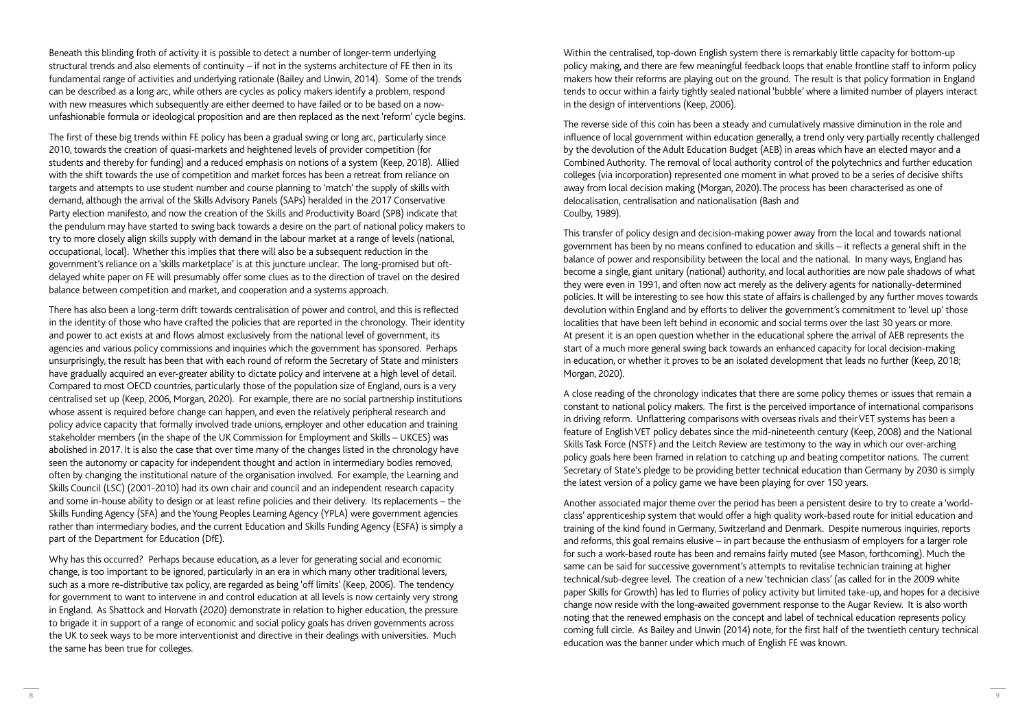Beneath this blinding froth of activity it is possible to detect a number of longer-term underlying structural trends and also elements of continuity – if not in the systems architecture of FE then in its fundamental range of activities and underlying rationale (Bailey and Unwin, 2014). Some of the trends can be described as a long arc, while others are cycles as policy makers identify a problem, respond with new measures which subsequently are either deemed to have failed or to be based on a now-unfashionable formula or ideological proposition and are then replaced as the next 'reform' cycle begins.

The first of these big trends within FE policy has been a gradual swing or long arc, particularly since 2010, towards the creation of quasi-markets and heightened levels of provider competition (for students and thereby for funding) and a reduced emphasis on notions of a system (Keep, 2018). Allied with the shift towards the use of competition and market forces has been a retreat from reliance on targets and attempts to use student number and course planning to 'match' the supply of skills with demand, although the arrival of the Skills Advisory Panels (SAPs) heralded in the 2017 Conservative Party election manifesto, and now the creation of the Skills and Productivity Board (SPB) indicate that the pendulum may have started to swing back towards a desire on the part of national policy makers to try to more closely align skills supply with demand in the labour market at a range of levels (national, occupational, local). Whether this implies that there will also be a subsequent reduction in the government's reliance on a 'skills marketplace' is at this juncture unclear. The long-promised but oft-delayed white paper on FE will presumably offer some clues as to the direction of travel on the desired balance between competition and market, and cooperation and a systems approach.

There has also been a long-term drift towards centralisation of power and control, and this is reflected in the identity of those who have crafted the policies that are reported in the chronology. Their identity and power to act exists at and flows almost exclusively from the national level of government, its agencies and various policy commissions and inquiries which the government has sponsored. Perhaps unsurprisingly, the result has been that with each round of reform the Secretary of State and ministers have gradually acquired an ever-greater ability to dictate policy and intervene at a high level of detail. Compared to most OECD countries, particularly those of the population size of England, ours is a very centralised set up (Keep, 2006, Morgan, 2020). For example, there are no social partnership institutions whose assent is required before change can happen, and even the relatively peripheral research and policy advice capacity that formally involved trade unions, employer and other education and training stakeholder members (in the shape of the UK Commission for Employment and Skills – UKCES) was abolished in 2017. It is also the case that over time many of the changes listed in the chronology have seen the autonomy or capacity for independent thought and action in intermediary bodies removed, often by changing the institutional nature of the organisation involved. For example, the Learning and Skills Council (LSC) (2001-2010) had its own chair and council and an independent research capacity and some in-house ability to design or at least refine policies and their delivery. Its replacements – the Skills Funding Agency (SFA) and the Young Peoples Learning Agency (YPLA) were government agencies rather than intermediary bodies, and the current Education and Skills Funding Agency (ESFA) is simply a part of the Department for Education (DfE).

Why has this occurred? Perhaps because education, as a lever for generating social and economic change, is too important to be ignored, particularly in an era in which many other traditional levers, such as a more re-distributive tax policy, are regarded as being 'off limits' (Keep, 2006). The tendency for government to want to intervene in and control education at all levels is now certainly very strong in England. As Shattock and Horvath (2020) demonstrate in relation to higher education, the pressure to brigade it in support of a range of economic and social policy goals has driven governments across the UK to seek ways to be more interventionist and directive in their dealings with universities. Much the same has been true for colleges.

Within the centralised, top-down English system there is remarkably little capacity for bottom-up policy making, and there are few meaningful feedback loops that enable frontline staff to inform policy makers how their reforms are playing out on the ground. The result is that policy formation in England tends to occur within a fairly tightly sealed national 'bubble' where a limited number of players interact in the design of interventions (Keep, 2006).

The reverse side of this coin has been a steady and cumulatively massive diminution in the role and influence of local government within education generally, a trend only very partially recently challenged by the devolution of the Adult Education Budget (AEB) in areas which have an elected mayor and a Combined Authority. The removal of local authority control of the polytechnics and further education colleges (via incorporation) represented one moment in what proved to be a series of decisive shifts away from local decision making (Morgan, 2020). The process has been characterised as one of delocalisation, centralisation and nationalisation (Bash and Coulby, 1989).

This transfer of policy design and decision-making power away from the local and towards national government has been by no means confined to education and skills – it reflects a general shift in the balance of power and responsibility between the local and the national. In many ways, England has become a single, giant unitary (national) authority, and local authorities are now pale shadows of what they were even in 1991, and often now act merely as the delivery agents for nationally-determined policies. It will be interesting to see how this state of affairs is challenged by any further moves towards devolution within England and by efforts to deliver the government's commitment to 'level up' those localities that have been left behind in economic and social terms over the last 30 years or more. At present it is an open question whether in the educational sphere the arrival of AEB represents the start of a much more general swing back towards an enhanced capacity for local decision-making in education, or whether it proves to be an isolated development that leads no further (Keep, 2018; Morgan, 2020).

A close reading of the chronology indicates that there are some policy themes or issues that remain a constant to national policy makers. The first is the perceived importance of international comparisons in driving reform. Unflattering comparisons with overseas rivals and their VET systems has been a feature of English VET policy debates since the mid-nineteenth century (Keep, 2008) and the National Skills Task Force (NSTF) and the Leitch Review are testimony to the way in which our over-arching policy goals here been framed in relation to catching up and beating competitor nations. The current Secretary of State's pledge to be providing better technical education than Germany by 2030 is simply the latest version of a policy game we have been playing for over 150 years.

Another associated major theme over the period has been a persistent desire to try to create a 'world-class' apprenticeship system that would offer a high quality work-based route for initial education and training of the kind found in Germany, Switzerland and Denmark. Despite numerous inquiries, reports and reforms, this goal remains elusive – in part because the enthusiasm of employers for a larger role for such a work-based route has been and remains fairly muted (see Mason, forthcoming). Much the same can be said for successive government's attempts to revitalise technician training at higher technical/sub-degree level. The creation of a new 'technician class' (as called for in the 2009 white paper Skills for Growth) has led to flurries of policy activity but limited take-up, and hopes for a decisive change now reside with the long-awaited government response to the Augar Review. It is also worth noting that the renewed emphasis on the concept and label of technical education represents policy coming full circle. As Bailey and Unwin (2014) note, for the first half of the twentieth century technical education was the banner under which much of English FE was known.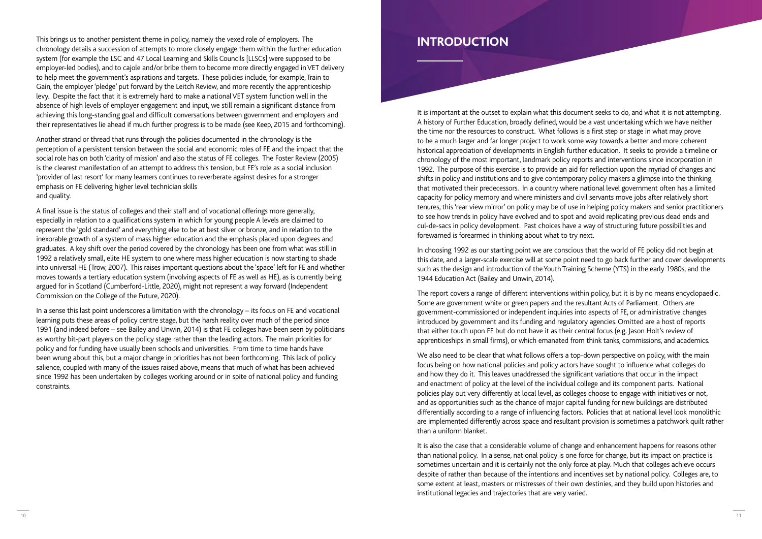This brings us to another persistent theme in policy, namely the vexed role of employers. The chronology details a succession of attempts to more closely engage them within the further education system (for example the LSC and 47 Local Learning and Skills Councils [LLSCs] were supposed to be employer-led bodies), and to cajole and/or bribe them to become more directly engaged in VET delivery to help meet the government's aspirations and targets. These policies include, for example, Train to Gain, the employer 'pledge' put forward by the Leitch Review, and more recently the apprenticeship levy. Despite the fact that it is extremely hard to make a national VET system function well in the absence of high levels of employer engagement and input, we still remain a significant distance from achieving this long-standing goal and difficult conversations between government and employers and their representatives lie ahead if much further progress is to be made (see Keep, 2015 and forthcoming).

Another strand or thread that runs through the policies documented in the chronology is the perception of a persistent tension between the social and economic roles of FE and the impact that the social role has on both 'clarity of mission' and also the status of FE colleges. The Foster Review (2005) is the clearest manifestation of an attempt to address this tension, but FE's role as a social inclusion 'provider of last resort' for many learners continues to reverberate against desires for a stronger emphasis on FE delivering higher level technician skills and quality.

A final issue is the status of colleges and their staff and of vocational offerings more generally, especially in relation to a qualifications system in which for young people A levels are claimed to represent the 'gold standard' and everything else to be at best silver or bronze, and in relation to the inexorable growth of a system of mass higher education and the emphasis placed upon degrees and graduates. A key shift over the period covered by the chronology has been one from what was still in 1992 a relatively small, elite HE system to one where mass higher education is now starting to shade into universal HE (Trow, 2007). This raises important questions about the 'space' left for FE and whether moves towards a tertiary education system (involving aspects of FE as well as HE), as is currently being argued for in Scotland (Cumberford-Little, 2020), might not represent a way forward (Independent Commission on the College of the Future, 2020).

In a sense this last point underscores a limitation with the chronology – its focus on FE and vocational learning puts these areas of policy centre stage, but the harsh reality over much of the period since 1991 (and indeed before – see Bailey and Unwin, 2014) is that FE colleges have been seen by politicians as worthy bit-part players on the policy stage rather than the leading actors. The main priorities for policy and for funding have usually been schools and universities. From time to time hands have been wrung about this, but a major change in priorities has not been forthcoming. This lack of policy salience, coupled with many of the issues raised above, means that much of what has been achieved since 1992 has been undertaken by colleges working around or in spite of national policy and funding constraints.

# INTRODUCTION

It is important at the outset to explain what this document seeks to do, and what it is not attempting. A history of Further Education, broadly defined, would be a vast undertaking which we have neither the time nor the resources to construct. What follows is a first step or stage in what may prove to be a much larger and far longer project to work some way towards a better and more coherent historical appreciation of developments in English further education. It seeks to provide a timeline or chronology of the most important, landmark policy reports and interventions since incorporation in 1992. The purpose of this exercise is to provide an aid for reflection upon the myriad of changes and shifts in policy and institutions and to give contemporary policy makers a glimpse into the thinking that motivated their predecessors. In a country where national level government often has a limited capacity for policy memory and where ministers and civil servants move jobs after relatively short tenures, this 'rear view mirror' on policy may be of use in helping policy makers and senior practitioners to see how trends in policy have evolved and to spot and avoid replicating previous dead ends and cul-de-sacs in policy development. Past choices have a way of structuring future possibilities and forewarned is forearmed in thinking about what to try next.

In choosing 1992 as our starting point we are conscious that the world of FE policy did not begin at this date, and a larger-scale exercise will at some point need to go back further and cover developments such as the design and introduction of the Youth Training Scheme (YTS) in the early 1980s, and the 1944 Education Act (Bailey and Unwin, 2014).

The report covers a range of different interventions within policy, but it is by no means encyclopaedic. Some are government white or green papers and the resultant Acts of Parliament. Others are government-commissioned or independent inquiries into aspects of FE, or administrative changes introduced by government and its funding and regulatory agencies. Omitted are a host of reports that either touch upon FE but do not have it as their central focus (e.g. Jason Holt's review of apprenticeships in small firms), or which emanated from think tanks, commissions, and academics.

We also need to be clear that what follows offers a top-down perspective on policy, with the main focus being on how national policies and policy actors have sought to influence what colleges do and how they do it. This leaves unaddressed the significant variations that occur in the impact and enactment of policy at the level of the individual college and its component parts. National policies play out very differently at local level, as colleges choose to engage with initiatives or not, and as opportunities such as the chance of major capital funding for new buildings are distributed differentially according to a range of influencing factors. Policies that at national level look monolithic are implemented differently across space and resultant provision is sometimes a patchwork quilt rather than a uniform blanket.

It is also the case that a considerable volume of change and enhancement happens for reasons other than national policy. In a sense, national policy is one force for change, but its impact on practice is sometimes uncertain and it is certainly not the only force at play. Much that colleges achieve occurs despite of rather than because of the intentions and incentives set by national policy. Colleges are, to some extent at least, masters or mistresses of their own destinies, and they build upon histories and institutional legacies and trajectories that are very varied.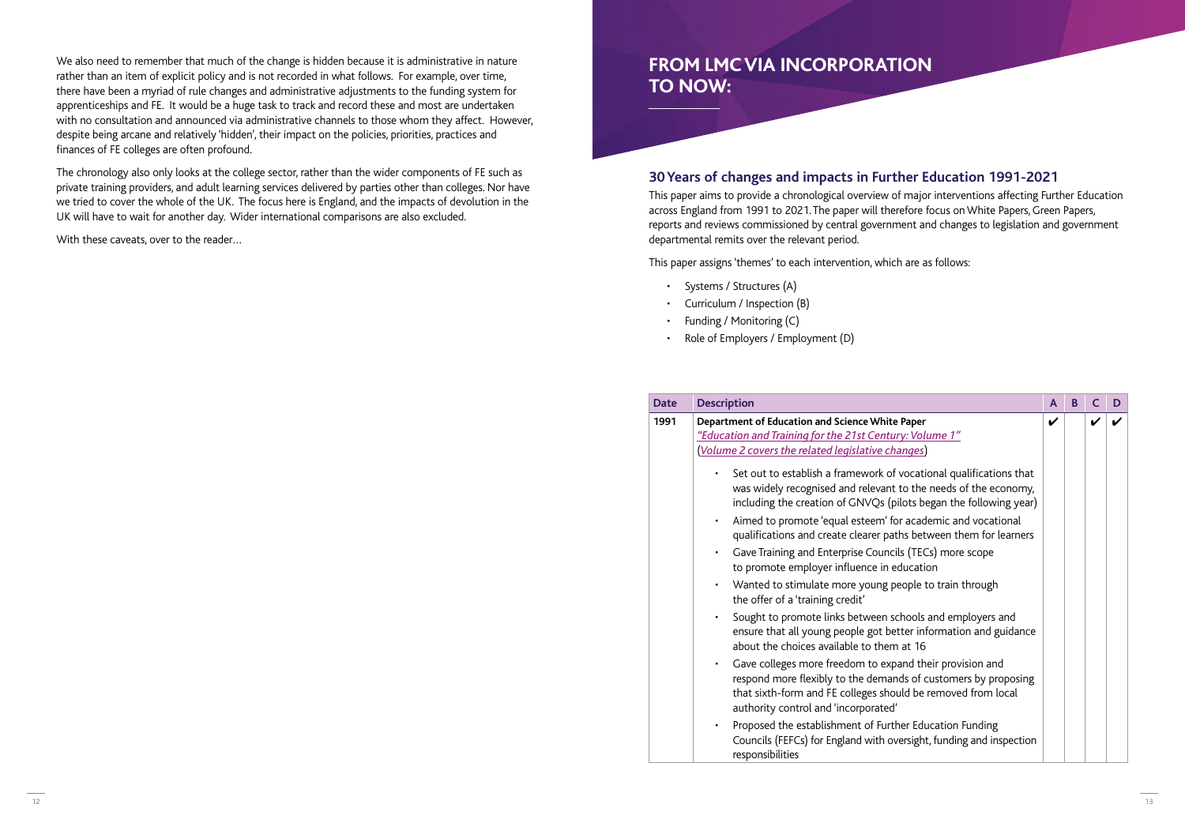We also need to remember that much of the change is hidden because it is administrative in nature rather than an item of explicit policy and is not recorded in what follows. For example, over time, there have been a myriad of rule changes and administrative adjustments to the funding system for apprenticeships and FE. It would be a huge task to track and record these and most are undertaken with no consultation and announced via administrative channels to those whom they affect. However, despite being arcane and relatively 'hidden', their impact on the policies, priorities, practices and finances of FE colleges are often profound.

The chronology also only looks at the college sector, rather than the wider components of FE such as private training providers, and adult learning services delivered by parties other than colleges. Nor have we tried to cover the whole of the UK. The focus here is England, and the impacts of devolution in the UK will have to wait for another day. Wider international comparisons are also excluded.

With these caveats, over to the reader...

# FROM LMC VIA INCORPORATION TO NOW:

## 30 Years of changes and impacts in Further Education 1991-2021

This paper aims to provide a chronological overview of major interventions affecting Further Education across England from 1991 to 2021. The paper will therefore focus on White Papers, Green Papers, reports and reviews commissioned by central government and changes to legislation and government departmental remits over the relevant period.

This paper assigns 'themes' to each intervention, which are as follows:

- Systems / Structures (A)
- Curriculum / Inspection (B)
- Funding / Monitoring (C)
- Role of Employers / Employment (D)

| Date | Description | A | B | C | D |
|---|---|---|---|---|---|
| 1991 | **Department of Education and Science White Paper**<br>*"Education and Training for the 21st Century: Volume 1"*<br>(*Volume 2 covers the related legislative changes*)<br><br>• Set out to establish a framework of vocational qualifications that was widely recognised and relevant to the needs of the economy, including the creation of GNVQs (pilots began the following year)<br>• Aimed to promote 'equal esteem' for academic and vocational qualifications and create clearer paths between them for learners<br>• Gave Training and Enterprise Councils (TECs) more scope to promote employer influence in education<br>• Wanted to stimulate more young people to train through the offer of a 'training credit'<br>• Sought to promote links between schools and employers and ensure that all young people got better information and guidance about the choices available to them at 16<br>• Gave colleges more freedom to expand their provision and respond more flexibly to the demands of customers by proposing that sixth-form and FE colleges should be removed from local authority control and 'incorporated'<br>• Proposed the establishment of Further Education Funding Councils (FEFCs) for England with oversight, funding and inspection responsibilities | ✔ | | ✔ | ✔ |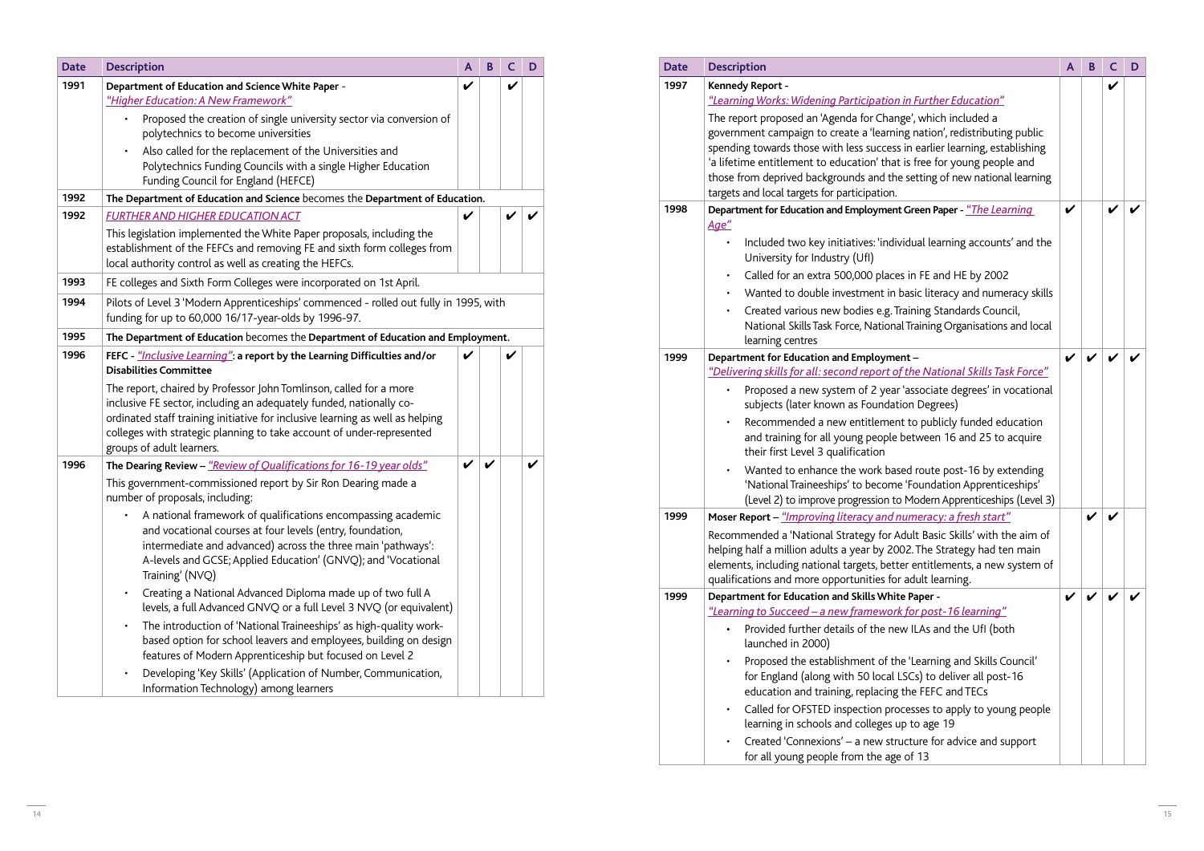| Date | Description | A | B | C | D |
|---|---|---|---|---|---|
| 1991 | **Department of Education and Science White Paper** - *"Higher Education: A New Framework"*<br>• Proposed the creation of single university sector via conversion of polytechnics to become universities<br>• Also called for the replacement of the Universities and Polytechnics Funding Councils with a single Higher Education Funding Council for England (HEFCE) | ✔ | | ✔ | |
| 1992 | **The Department of Education and Science** becomes the **Department of Education.** | | | | |
| 1992 | *FURTHER AND HIGHER EDUCATION ACT*<br>This legislation implemented the White Paper proposals, including the establishment of the FEFCs and removing FE and sixth form colleges from local authority control as well as creating the HEFCs. | ✔ | | ✔ | ✔ |
| 1993 | FE colleges and Sixth Form Colleges were incorporated on 1st April. | | | | |
| 1994 | Pilots of Level 3 'Modern Apprenticeships' commenced - rolled out fully in 1995, with funding for up to 60,000 16/17-year-olds by 1996-97. | | | | |
| 1995 | **The Department of Education** becomes the **Department of Education and Employment.** | | | | |
| 1996 | **FEFC** - *"Inclusive Learning"*: **a report by the Learning Difficulties and/or Disabilities Committee**<br>The report, chaired by Professor John Tomlinson, called for a more inclusive FE sector, including an adequately funded, nationally co-ordinated staff training initiative for inclusive learning as well as helping colleges with strategic planning to take account of under-represented groups of adult learners. | ✔ | | ✔ | |
| 1996 | **The Dearing Review** – *"Review of Qualifications for 16-19 year olds"*<br>This government-commissioned report by Sir Ron Dearing made a number of proposals, including:<br>• A national framework of qualifications encompassing academic and vocational courses at four levels (entry, foundation, intermediate and advanced) across the three main 'pathways': A-levels and GCSE; Applied Education' (GNVQ); and 'Vocational Training' (NVQ)<br>• Creating a National Advanced Diploma made up of two full A levels, a full Advanced GNVQ or a full Level 3 NVQ (or equivalent)<br>• The introduction of 'National Traineeships' as high-quality work-based option for school leavers and employees, building on design features of Modern Apprenticeship but focused on Level 2<br>• Developing 'Key Skills' (Application of Number, Communication, Information Technology) among learners | ✔ | ✔ | | ✔ |

| Date | Description | A | B | C | D |
|---|---|---|---|---|---|
| 1997 | **Kennedy Report** - *"Learning Works: Widening Participation in Further Education"*<br>The report proposed an 'Agenda for Change', which included a government campaign to create a 'learning nation', redistributing public spending towards those with less success in earlier learning, establishing 'a lifetime entitlement to education' that is free for young people and those from deprived backgrounds and the setting of new national learning targets and local targets for participation. | | | ✔ | |
| 1998 | **Department for Education and Employment Green Paper** - *"The Learning Age"*<br>• Included two key initiatives: 'individual learning accounts' and the University for Industry (UfI)<br>• Called for an extra 500,000 places in FE and HE by 2002<br>• Wanted to double investment in basic literacy and numeracy skills<br>• Created various new bodies e.g. Training Standards Council, National Skills Task Force, National Training Organisations and local learning centres | ✔ | | ✔ | ✔ |
| 1999 | **Department for Education and Employment** – *"Delivering skills for all: second report of the National Skills Task Force"*<br>• Proposed a new system of 2 year 'associate degrees' in vocational subjects (later known as Foundation Degrees)<br>• Recommended a new entitlement to publicly funded education and training for all young people between 16 and 25 to acquire their first Level 3 qualification<br>• Wanted to enhance the work based route post-16 by extending 'National Traineeships' to become 'Foundation Apprenticeships' (Level 2) to improve progression to Modern Apprenticeships (Level 3) | ✔ | ✔ | ✔ | ✔ |
| 1999 | **Moser Report** – *"Improving literacy and numeracy: a fresh start"*<br>Recommended a 'National Strategy for Adult Basic Skills' with the aim of helping half a million adults a year by 2002. The Strategy had ten main elements, including national targets, better entitlements, a new system of qualifications and more opportunities for adult learning. | | ✔ | ✔ | |
| 1999 | **Department for Education and Skills White Paper** - *"Learning to Succeed – a new framework for post-16 learning"*<br>• Provided further details of the new ILAs and the UfI (both launched in 2000)<br>• Proposed the establishment of the 'Learning and Skills Council' for England (along with 50 local LSCs) to deliver all post-16 education and training, replacing the FEFC and TECs<br>• Called for OFSTED inspection processes to apply to young people learning in schools and colleges up to age 19<br>• Created 'Connexions' – a new structure for advice and support for all young people from the age of 13 | ✔ | ✔ | ✔ | ✔ |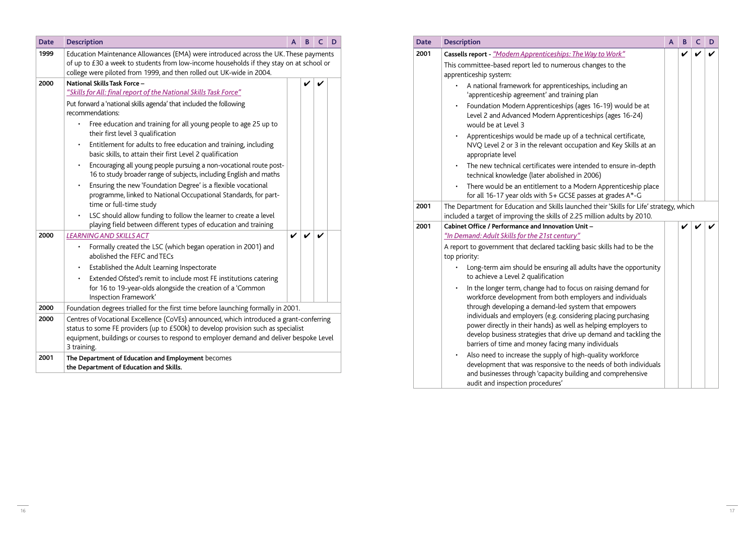| Date | Description | A | B | C | D |
|---|---|---|---|---|---|
| 1999 | Education Maintenance Allowances (EMA) were introduced across the UK. These payments of up to £30 a week to students from low-income households if they stay on at school or college were piloted from 1999, and then rolled out UK-wide in 2004. | | | | |
| 2000 | **National Skills Task Force –** *"Skills for All: final report of the National Skills Task Force"*<br>Put forward a 'national skills agenda' that included the following recommendations:<br>• Free education and training for all young people to age 25 up to their first level 3 qualification<br>• Entitlement for adults to free education and training, including basic skills, to attain their first Level 2 qualification<br>• Encouraging all young people pursuing a non-vocational route post-16 to study broader range of subjects, including English and maths<br>• Ensuring the new 'Foundation Degree' is a flexible vocational programme, linked to National Occupational Standards, for part-time or full-time study<br>• LSC should allow funding to follow the learner to create a level playing field between different types of education and training | | ✔ | ✔ | |
| 2000 | *LEARNING AND SKILLS ACT*<br>• Formally created the LSC (which began operation in 2001) and abolished the FEFC and TECs<br>• Established the Adult Learning Inspectorate<br>• Extended Ofsted's remit to include most FE institutions catering for 16 to 19-year-olds alongside the creation of a 'Common Inspection Framework' | ✔ | ✔ | ✔ | |
| 2000 | Foundation degrees trialled for the first time before launching formally in 2001. | | | | |
| 2000 | Centres of Vocational Excellence (CoVEs) announced, which introduced a grant-conferring status to some FE providers (up to £500k) to develop provision such as specialist equipment, buildings or courses to respond to employer demand and deliver bespoke Level 3 training. | | | | |
| 2001 | **The Department of Education and Employment** becomes **the Department of Education and Skills.** | | | | |
| 2001 | **Cassells report -** *"Modern Apprenticeships: The Way to Work"*<br>This committee-based report led to numerous changes to the apprenticeship system:<br>• A national framework for apprenticeships, including an 'apprenticeship agreement' and training plan<br>• Foundation Modern Apprenticeships (ages 16-19) would be at Level 2 and Advanced Modern Apprenticeships (ages 16-24) would be at Level 3<br>• Apprenticeships would be made up of a technical certificate, NVQ Level 2 or 3 in the relevant occupation and Key Skills at an appropriate level<br>• The new technical certificates were intended to ensure in-depth technical knowledge (later abolished in 2006)<br>• There would be an entitlement to a Modern Apprenticeship place for all 16-17 year olds with 5+ GCSE passes at grades A*-G | | ✔ | ✔ | ✔ |
| 2001 | The Department for Education and Skills launched their 'Skills for Life' strategy, which included a target of improving the skills of 2.25 million adults by 2010. | | | | |
| 2001 | **Cabinet Office / Performance and Innovation Unit –** *"In Demand: Adult Skills for the 21st century"*<br>A report to government that declared tackling basic skills had to be the top priority:<br>• Long-term aim should be ensuring all adults have the opportunity to achieve a Level 2 qualification<br>• In the longer term, change had to focus on raising demand for workforce development from both employers and individuals through developing a demand-led system that empowers individuals and employers (e.g. considering placing purchasing power directly in their hands) as well as helping employers to develop business strategies that drive up demand and tackling the barriers of time and money facing many individuals<br>• Also need to increase the supply of high-quality workforce development that was responsive to the needs of both individuals and businesses through 'capacity building and comprehensive audit and inspection procedures' | | ✔ | ✔ | ✔ |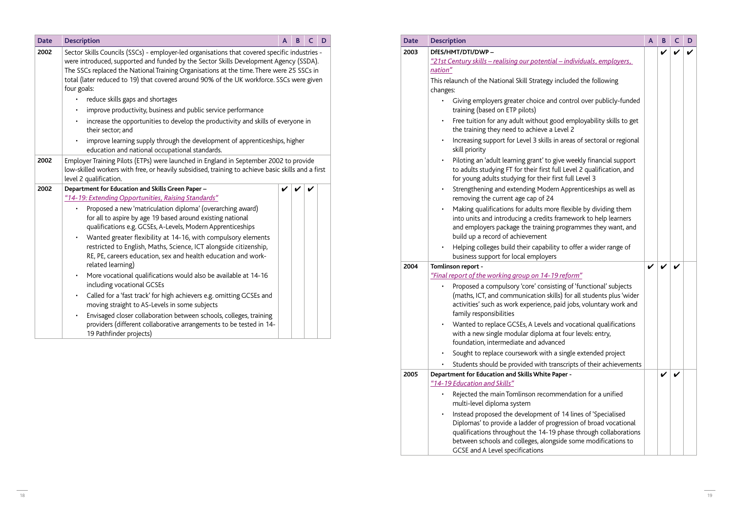| Date | Description | A | B | C | D |
|---|---|---|---|---|---|
| 2002 | Sector Skills Councils (SSCs) - employer-led organisations that covered specific industries - were introduced, supported and funded by the Sector Skills Development Agency (SSDA). The SSCs replaced the National Training Organisations at the time. There were 25 SSCs in total (later reduced to 19) that covered around 90% of the UK workforce. SSCs were given four goals:<br>• reduce skills gaps and shortages<br>• improve productivity, business and public service performance<br>• increase the opportunities to develop the productivity and skills of everyone in their sector; and<br>• improve learning supply through the development of apprenticeships, higher education and national occupational standards. | | | | |
| 2002 | Employer Training Pilots (ETPs) were launched in England in September 2002 to provide low-skilled workers with free, or heavily subsidised, training to achieve basic skills and a first level 2 qualification. | | | | |
| 2002 | **Department for Education and Skills Green Paper –**<br>*"14-19: Extending Opportunities, Raising Standards"*<br>• Proposed a new 'matriculation diploma' (overarching award) for all to aspire by age 19 based around existing national qualifications e.g. GCSEs, A-Levels, Modern Apprenticeships<br>• Wanted greater flexibility at 14-16, with compulsory elements restricted to English, Maths, Science, ICT alongside citizenship, RE, PE, careers education, sex and health education and work-related learning)<br>• More vocational qualifications would also be available at 14-16 including vocational GCSEs<br>• Called for a 'fast track' for high achievers e.g. omitting GCSEs and moving straight to AS-Levels in some subjects<br>• Envisaged closer collaboration between schools, colleges, training providers (different collaborative arrangements to be tested in 14-19 Pathfinder projects) | ✔ | ✔ | ✔ | |
| 2003 | **DfES/HMT/DTI/DWP –**<br>*"21st Century skills – realising our potential – individuals, employers, nation"*<br>This relaunch of the National Skill Strategy included the following changes:<br>• Giving employers greater choice and control over publicly-funded training (based on ETP pilots)<br>• Free tuition for any adult without good employability skills to get the training they need to achieve a Level 2<br>• Increasing support for Level 3 skills in areas of sectoral or regional skill priority<br>• Piloting an 'adult learning grant' to give weekly financial support to adults studying FT for their first full Level 2 qualification, and for young adults studying for their first full Level 3<br>• Strengthening and extending Modern Apprenticeships as well as removing the current age cap of 24<br>• Making qualifications for adults more flexible by dividing them into units and introducing a credits framework to help learners and employers package the training programmes they want, and build up a record of achievement<br>• Helping colleges build their capability to offer a wider range of business support for local employers | | ✔ | ✔ | ✔ |
| 2004 | **Tomlinson report -**<br>*"Final report of the working group on 14-19 reform"*<br>• Proposed a compulsory 'core' consisting of 'functional' subjects (maths, ICT, and communication skills) for all students plus 'wider activities' such as work experience, paid jobs, voluntary work and family responsibilities<br>• Wanted to replace GCSEs, A Levels and vocational qualifications with a new single modular diploma at four levels: entry, foundation, intermediate and advanced<br>• Sought to replace coursework with a single extended project<br>• Students should be provided with transcripts of their achievements | ✔ | ✔ | ✔ | |
| 2005 | **Department for Education and Skills White Paper -**<br>*"14-19 Education and Skills"*<br>• Rejected the main Tomlinson recommendation for a unified multi-level diploma system<br>• Instead proposed the development of 14 lines of 'Specialised Diplomas' to provide a ladder of progression of broad vocational qualifications throughout the 14-19 phase through collaborations between schools and colleges, alongside some modifications to GCSE and A Level specifications | | ✔ | ✔ | |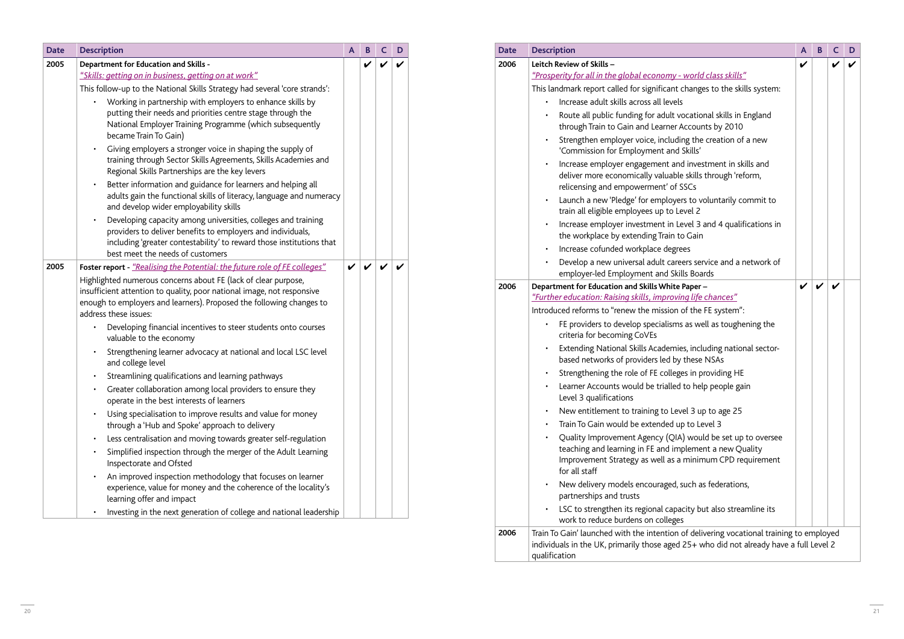| Date | Description | A | B | C | D |
|---|---|---|---|---|---|
| 2005 | **Department for Education and Skills -** *"Skills: getting on in business, getting on at work"*<br>This follow-up to the National Skills Strategy had several 'core strands':<br>• Working in partnership with employers to enhance skills by putting their needs and priorities centre stage through the National Employer Training Programme (which subsequently became Train To Gain)<br>• Giving employers a stronger voice in shaping the supply of training through Sector Skills Agreements, Skills Academies and Regional Skills Partnerships are the key levers<br>• Better information and guidance for learners and helping all adults gain the functional skills of literacy, language and numeracy and develop wider employability skills<br>• Developing capacity among universities, colleges and training providers to deliver benefits to employers and individuals, including 'greater contestability' to reward those institutions that best meet the needs of customers | | ✔ | ✔ | ✔ |
| 2005 | **Foster report -** *"Realising the Potential: the future role of FE colleges"*<br>Highlighted numerous concerns about FE (lack of clear purpose, insufficient attention to quality, poor national image, not responsive enough to employers and learners). Proposed the following changes to address these issues:<br>• Developing financial incentives to steer students onto courses valuable to the economy<br>• Strengthening learner advocacy at national and local LSC level and college level<br>• Streamlining qualifications and learning pathways<br>• Greater collaboration among local providers to ensure they operate in the best interests of learners<br>• Using specialisation to improve results and value for money through a 'Hub and Spoke' approach to delivery<br>• Less centralisation and moving towards greater self-regulation<br>• Simplified inspection through the merger of the Adult Learning Inspectorate and Ofsted<br>• An improved inspection methodology that focuses on learner experience, value for money and the coherence of the locality's learning offer and impact<br>• Investing in the next generation of college and national leadership | ✔ | ✔ | ✔ | ✔ |
| 2006 | **Leitch Review of Skills –** *"Prosperity for all in the global economy - world class skills"*<br>This landmark report called for significant changes to the skills system:<br>• Increase adult skills across all levels<br>• Route all public funding for adult vocational skills in England through Train to Gain and Learner Accounts by 2010<br>• Strengthen employer voice, including the creation of a new 'Commission for Employment and Skills'<br>• Increase employer engagement and investment in skills and deliver more economically valuable skills through 'reform, relicensing and empowerment' of SSCs<br>• Launch a new 'Pledge' for employers to voluntarily commit to train all eligible employees up to Level 2<br>• Increase employer investment in Level 3 and 4 qualifications in the workplace by extending Train to Gain<br>• Increase cofunded workplace degrees<br>• Develop a new universal adult careers service and a network of employer-led Employment and Skills Boards | ✔ | | ✔ | ✔ |
| 2006 | **Department for Education and Skills White Paper –** *"Further education: Raising skills, improving life chances"*<br>Introduced reforms to "renew the mission of the FE system":<br>• FE providers to develop specialisms as well as toughening the criteria for becoming CoVEs<br>• Extending National Skills Academies, including national sector-based networks of providers led by these NSAs<br>• Strengthening the role of FE colleges in providing HE<br>• Learner Accounts would be trialled to help people gain Level 3 qualifications<br>• New entitlement to training to Level 3 up to age 25<br>• Train To Gain would be extended up to Level 3<br>• Quality Improvement Agency (QIA) would be set up to oversee teaching and learning in FE and implement a new Quality Improvement Strategy as well as a minimum CPD requirement for all staff<br>• New delivery models encouraged, such as federations, partnerships and trusts<br>• LSC to strengthen its regional capacity but also streamline its work to reduce burdens on colleges | ✔ | ✔ | ✔ | |
| 2006 | Train To Gain' launched with the intention of delivering vocational training to employed individuals in the UK, primarily those aged 25+ who did not already have a full Level 2 qualification | | | | |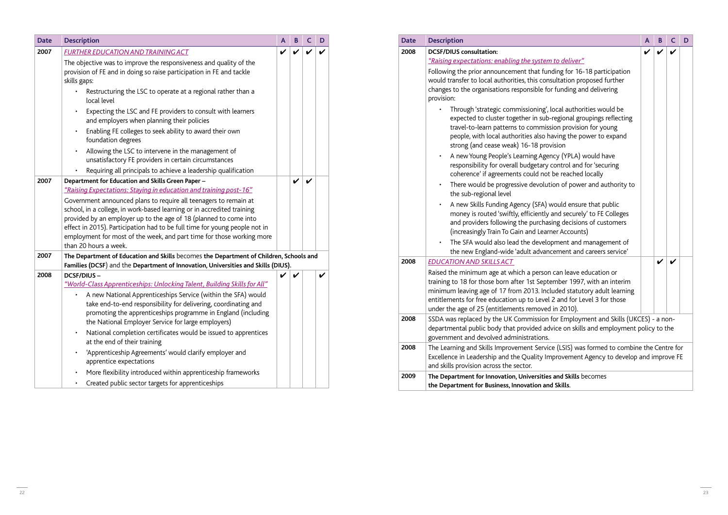| Date | Description | A | B | C | D |
|---|---|---|---|---|---|
| 2007 | *FURTHER EDUCATION AND TRAINING ACT*<br>The objective was to improve the responsiveness and quality of the provision of FE and in doing so raise participation in FE and tackle skills gaps:<br>• Restructuring the LSC to operate at a regional rather than a local level<br>• Expecting the LSC and FE providers to consult with learners and employers when planning their policies<br>• Enabling FE colleges to seek ability to award their own foundation degrees<br>• Allowing the LSC to intervene in the management of unsatisfactory FE providers in certain circumstances<br>• Requiring all principals to achieve a leadership qualification | ✔ | ✔ | ✔ | ✔ |
| 2007 | **Department for Education and Skills Green Paper –**<br>*"Raising Expectations: Staying in education and training post-16"*<br>Government announced plans to require all teenagers to remain at school, in a college, in work-based learning or in accredited training provided by an employer up to the age of 18 (planned to come into effect in 2015). Participation had to be full time for young people not in employment for most of the week, and part time for those working more than 20 hours a week. | | ✔ | ✔ | |
| 2007 | **The Department of Education and Skills** becomes **the Department of Children, Schools and Families (DCSF)** and the **Department of Innovation, Universities and Skills (DIUS)**. | | | | |
| 2008 | **DCSF/DIUS –**<br>*"World-Class Apprenticeships: Unlocking Talent, Building Skills for All"*<br>• A new National Apprenticeships Service (within the SFA) would take end-to-end responsibility for delivering, coordinating and promoting the apprenticeships programme in England (including the National Employer Service for large employers)<br>• National completion certificates would be issued to apprentices at the end of their training<br>• 'Apprenticeship Agreements' would clarify employer and apprentice expectations<br>• More flexibility introduced within apprenticeship frameworks<br>• Created public sector targets for apprenticeships | ✔ | ✔ | | ✔ |
| 2008 | **DCSF/DIUS consultation:**<br>*"Raising expectations: enabling the system to deliver"*<br>Following the prior announcement that funding for 16-18 participation would transfer to local authorities, this consultation proposed further changes to the organisations responsible for funding and delivering provision:<br>• Through 'strategic commissioning', local authorities would be expected to cluster together in sub-regional groupings reflecting travel-to-learn patterns to commission provision for young people, with local authorities also having the power to expand strong (and cease weak) 16-18 provision<br>• A new Young People's Learning Agency (YPLA) would have responsibility for overall budgetary control and for 'securing coherence' if agreements could not be reached locally<br>• There would be progressive devolution of power and authority to the sub-regional level<br>• A new Skills Funding Agency (SFA) would ensure that public money is routed 'swiftly, efficiently and securely' to FE Colleges and providers following the purchasing decisions of customers (increasingly Train To Gain and Learner Accounts)<br>• The SFA would also lead the development and management of the new England-wide 'adult advancement and careers service' | ✔ | ✔ | ✔ | |
| 2008 | *EDUCATION AND SKILLS ACT*<br>Raised the minimum age at which a person can leave education or training to 18 for those born after 1st September 1997, with an interim minimum leaving age of 17 from 2013. Included statutory adult learning entitlements for free education up to Level 2 and for Level 3 for those under the age of 25 (entitlements removed in 2010). | | ✔ | ✔ | |
| 2008 | SSDA was replaced by the UK Commission for Employment and Skills (UKCES) - a non-departmental public body that provided advice on skills and employment policy to the government and devolved administrations. | | | | |
| 2008 | The Learning and Skills Improvement Service (LSIS) was formed to combine the Centre for Excellence in Leadership and the Quality Improvement Agency to develop and improve FE and skills provision across the sector. | | | | |
| 2009 | **The Department for Innovation, Universities and Skills** becomes **the Department for Business, Innovation and Skills**. | | | | |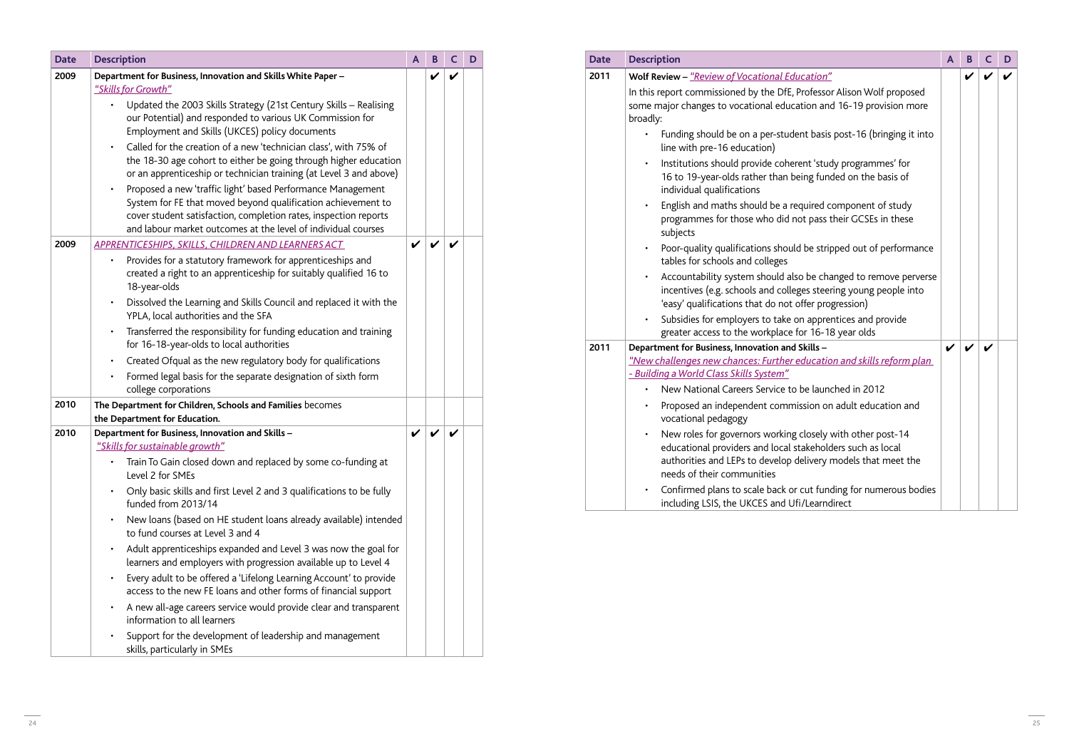| Date | Description | A | B | C | D |
|---|---|---|---|---|---|
| 2009 | **Department for Business, Innovation and Skills White Paper –** *"Skills for Growth"*<br>• Updated the 2003 Skills Strategy (21st Century Skills – Realising our Potential) and responded to various UK Commission for Employment and Skills (UKCES) policy documents<br>• Called for the creation of a new 'technician class', with 75% of the 18-30 age cohort to either be going through higher education or an apprenticeship or technician training (at Level 3 and above)<br>• Proposed a new 'traffic light' based Performance Management System for FE that moved beyond qualification achievement to cover student satisfaction, completion rates, inspection reports and labour market outcomes at the level of individual courses | | ✔ | ✔ | |
| 2009 | *APPRENTICESHIPS, SKILLS, CHILDREN AND LEARNERS ACT*<br>• Provides for a statutory framework for apprenticeships and created a right to an apprenticeship for suitably qualified 16 to 18-year-olds<br>• Dissolved the Learning and Skills Council and replaced it with the YPLA, local authorities and the SFA<br>• Transferred the responsibility for funding education and training for 16-18-year-olds to local authorities<br>• Created Ofqual as the new regulatory body for qualifications<br>• Formed legal basis for the separate designation of sixth form college corporations | ✔ | ✔ | ✔ | |
| 2010 | **The Department for Children, Schools and Families** becomes **the Department for Education.** | | | | |
| 2010 | **Department for Business, Innovation and Skills –** *"Skills for sustainable growth"*<br>• Train To Gain closed down and replaced by some co-funding at Level 2 for SMEs<br>• Only basic skills and first Level 2 and 3 qualifications to be fully funded from 2013/14<br>• New loans (based on HE student loans already available) intended to fund courses at Level 3 and 4<br>• Adult apprenticeships expanded and Level 3 was now the goal for learners and employers with progression available up to Level 4<br>• Every adult to be offered a 'Lifelong Learning Account' to provide access to the new FE loans and other forms of financial support<br>• A new all-age careers service would provide clear and transparent information to all learners<br>• Support for the development of leadership and management skills, particularly in SMEs | ✔ | ✔ | ✔ | |
| 2011 | **Wolf Review –** *"Review of Vocational Education"*<br>In this report commissioned by the DfE, Professor Alison Wolf proposed some major changes to vocational education and 16-19 provision more broadly:<br>• Funding should be on a per-student basis post-16 (bringing it into line with pre-16 education)<br>• Institutions should provide coherent 'study programmes' for 16 to 19-year-olds rather than being funded on the basis of individual qualifications<br>• English and maths should be a required component of study programmes for those who did not pass their GCSEs in these subjects<br>• Poor-quality qualifications should be stripped out of performance tables for schools and colleges<br>• Accountability system should also be changed to remove perverse incentives (e.g. schools and colleges steering young people into 'easy' qualifications that do not offer progression)<br>• Subsidies for employers to take on apprentices and provide greater access to the workplace for 16-18 year olds | | ✔ | ✔ | ✔ |
| 2011 | **Department for Business, Innovation and Skills –** *"New challenges new chances: Further education and skills reform plan - Building a World Class Skills System"*<br>• New National Careers Service to be launched in 2012<br>• Proposed an independent commission on adult education and vocational pedagogy<br>• New roles for governors working closely with other post-14 educational providers and local stakeholders such as local authorities and LEPs to develop delivery models that meet the needs of their communities<br>• Confirmed plans to scale back or cut funding for numerous bodies including LSIS, the UKCES and Ufi/Learndirect | ✔ | ✔ | ✔ | |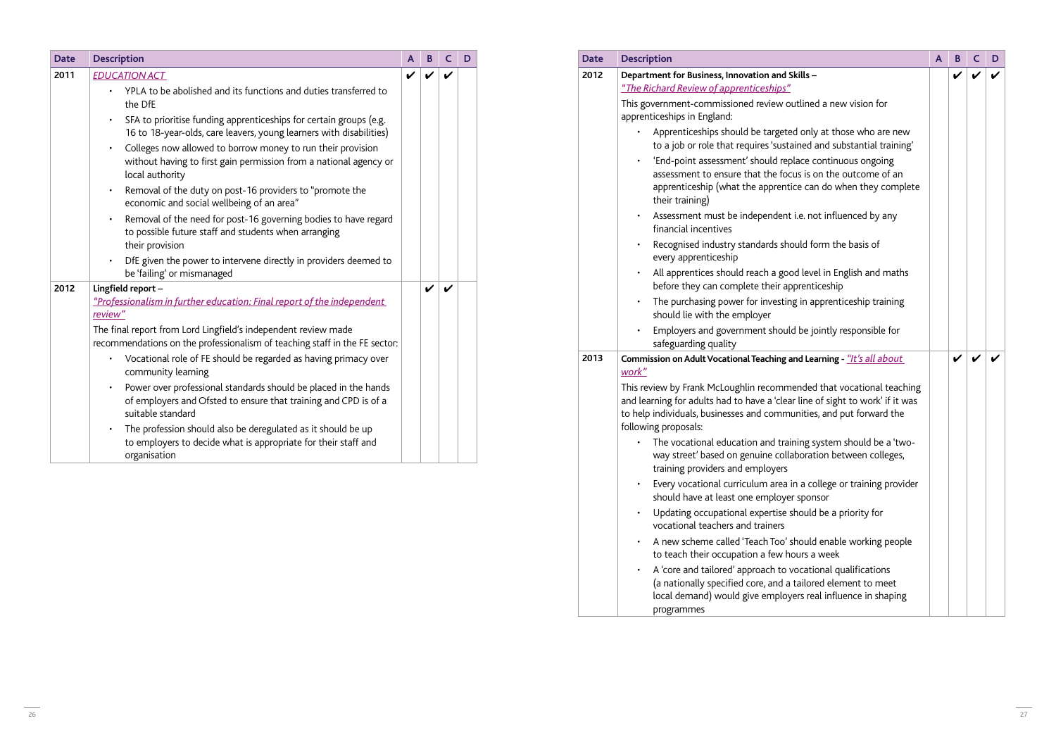| Date | Description | A | B | C | D |
|---|---|---|---|---|---|
| 2011 | *EDUCATION ACT*<br>• YPLA to be abolished and its functions and duties transferred to the DfE<br>• SFA to prioritise funding apprenticeships for certain groups (e.g. 16 to 18-year-olds, care leavers, young learners with disabilities)<br>• Colleges now allowed to borrow money to run their provision without having to first gain permission from a national agency or local authority<br>• Removal of the duty on post-16 providers to "promote the economic and social wellbeing of an area"<br>• Removal of the need for post-16 governing bodies to have regard to possible future staff and students when arranging their provision<br>• DfE given the power to intervene directly in providers deemed to be 'failing' or mismanaged | ✔ | ✔ | ✔ | |
| 2012 | **Lingfield report –**<br>*"Professionalism in further education: Final report of the independent review"*<br>The final report from Lord Lingfield's independent review made recommendations on the professionalism of teaching staff in the FE sector:<br>• Vocational role of FE should be regarded as having primacy over community learning<br>• Power over professional standards should be placed in the hands of employers and Ofsted to ensure that training and CPD is of a suitable standard<br>• The profession should also be deregulated as it should be up to employers to decide what is appropriate for their staff and organisation | | ✔ | ✔ | |

| Date | Description | A | B | C | D |
|---|---|---|---|---|---|
| 2012 | **Department for Business, Innovation and Skills –**<br>*"The Richard Review of apprenticeships"*<br>This government-commissioned review outlined a new vision for apprenticeships in England:<br>• Apprenticeships should be targeted only at those who are new to a job or role that requires 'sustained and substantial training'<br>• 'End-point assessment' should replace continuous ongoing assessment to ensure that the focus is on the outcome of an apprenticeship (what the apprentice can do when they complete their training)<br>• Assessment must be independent i.e. not influenced by any financial incentives<br>• Recognised industry standards should form the basis of every apprenticeship<br>• All apprentices should reach a good level in English and maths before they can complete their apprenticeship<br>• The purchasing power for investing in apprenticeship training should lie with the employer<br>• Employers and government should be jointly responsible for safeguarding quality | | ✔ | ✔ | ✔ |
| 2013 | **Commission on Adult Vocational Teaching and Learning -** *"It's all about work"*<br>This review by Frank McLoughlin recommended that vocational teaching and learning for adults had to have a 'clear line of sight to work' if it was to help individuals, businesses and communities, and put forward the following proposals:<br>• The vocational education and training system should be a 'two-way street' based on genuine collaboration between colleges, training providers and employers<br>• Every vocational curriculum area in a college or training provider should have at least one employer sponsor<br>• Updating occupational expertise should be a priority for vocational teachers and trainers<br>• A new scheme called 'Teach Too' should enable working people to teach their occupation a few hours a week<br>• A 'core and tailored' approach to vocational qualifications (a nationally specified core, and a tailored element to meet local demand) would give employers real influence in shaping programmes | | ✔ | ✔ | ✔ |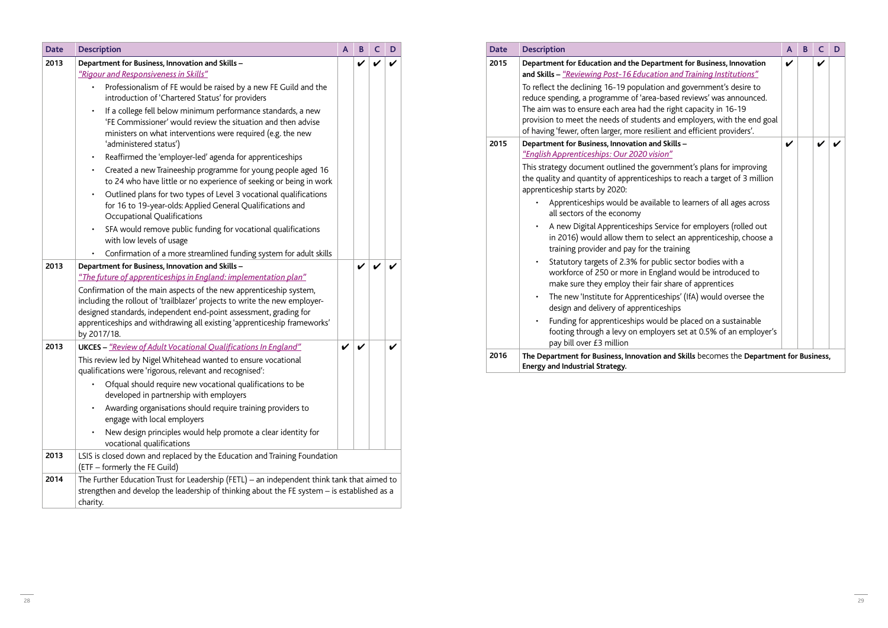| Date | Description | A | B | C | D |
|---|---|---|---|---|---|
| 2013 | **Department for Business, Innovation and Skills –** *"Rigour and Responsiveness in Skills"*<br>• Professionalism of FE would be raised by a new FE Guild and the introduction of 'Chartered Status' for providers<br>• If a college fell below minimum performance standards, a new 'FE Commissioner' would review the situation and then advise ministers on what interventions were required (e.g. the new 'administered status')<br>• Reaffirmed the 'employer-led' agenda for apprenticeships<br>• Created a new Traineeship programme for young people aged 16 to 24 who have little or no experience of seeking or being in work<br>• Outlined plans for two types of Level 3 vocational qualifications for 16 to 19-year-olds: Applied General Qualifications and Occupational Qualifications<br>• SFA would remove public funding for vocational qualifications with low levels of usage<br>• Confirmation of a more streamlined funding system for adult skills | | ✔ | ✔ | ✔ |
| 2013 | **Department for Business, Innovation and Skills –** *"The future of apprenticeships in England: implementation plan"*<br>Confirmation of the main aspects of the new apprenticeship system, including the rollout of 'trailblazer' projects to write the new employer-designed standards, independent end-point assessment, grading for apprenticeships and withdrawing all existing 'apprenticeship frameworks' by 2017/18. | | ✔ | ✔ | ✔ |
| 2013 | **UKCES –** *"Review of Adult Vocational Qualifications In England"*<br>This review led by Nigel Whitehead wanted to ensure vocational qualifications were 'rigorous, relevant and recognised':<br>• Ofqual should require new vocational qualifications to be developed in partnership with employers<br>• Awarding organisations should require training providers to engage with local employers<br>• New design principles would help promote a clear identity for vocational qualifications | ✔ | ✔ | | ✔ |
| 2013 | LSIS is closed down and replaced by the Education and Training Foundation (ETF – formerly the FE Guild) | | | | |
| 2014 | The Further Education Trust for Leadership (FETL) – an independent think tank that aimed to strengthen and develop the leadership of thinking about the FE system – is established as a charity. | | | | |

| Date | Description | A | B | C | D |
|---|---|---|---|---|---|
| 2015 | **Department for Education and the Department for Business, Innovation and Skills –** *"Reviewing Post-16 Education and Training Institutions"*<br>To reflect the declining 16-19 population and government's desire to reduce spending, a programme of 'area-based reviews' was announced. The aim was to ensure each area had the right capacity in 16-19 provision to meet the needs of students and employers, with the end goal of having 'fewer, often larger, more resilient and efficient providers'. | ✔ | | ✔ | |
| 2015 | **Department for Business, Innovation and Skills –** *"English Apprenticeships: Our 2020 vision"*<br>This strategy document outlined the government's plans for improving the quality and quantity of apprenticeships to reach a target of 3 million apprenticeship starts by 2020:<br>• Apprenticeships would be available to learners of all ages across all sectors of the economy<br>• A new Digital Apprenticeships Service for employers (rolled out in 2016) would allow them to select an apprenticeship, choose a training provider and pay for the training<br>• Statutory targets of 2.3% for public sector bodies with a workforce of 250 or more in England would be introduced to make sure they employ their fair share of apprentices<br>• The new 'Institute for Apprenticeships' (IfA) would oversee the design and delivery of apprenticeships<br>• Funding for apprenticeships would be placed on a sustainable footing through a levy on employers set at 0.5% of an employer's pay bill over £3 million | ✔ | | ✔ | ✔ |
| 2016 | **The Department for Business, Innovation and Skills** becomes the **Department for Business, Energy and Industrial Strategy.** | | | | |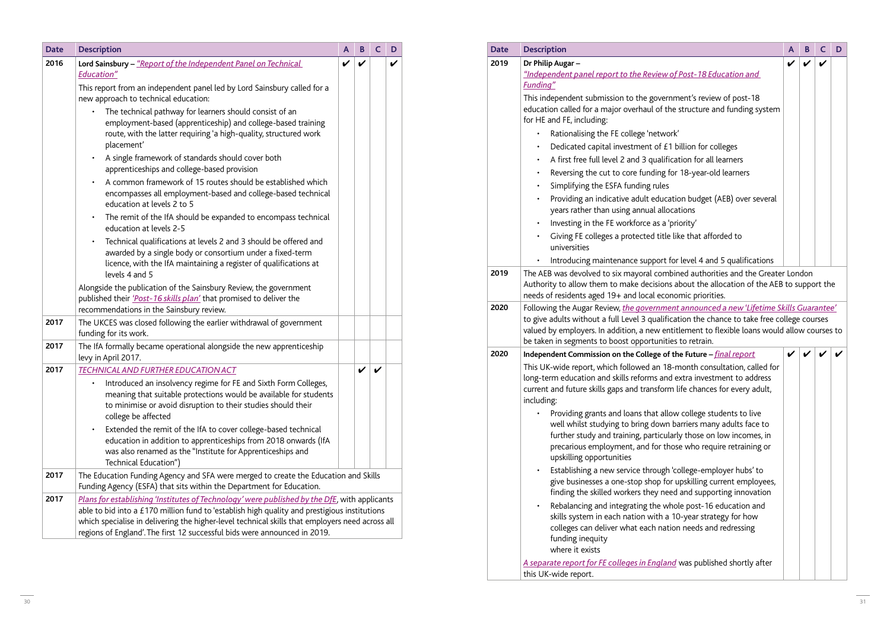| Date | Description | A | B | C | D |
|---|---|---|---|---|---|
| 2016 | **Lord Sainsbury –** *"Report of the Independent Panel on Technical Education"*<br><br>This report from an independent panel led by Lord Sainsbury called for a new approach to technical education:<br>• The technical pathway for learners should consist of an employment-based (apprenticeship) and college-based training route, with the latter requiring 'a high-quality, structured work placement'<br>• A single framework of standards should cover both apprenticeships and college-based provision<br>• A common framework of 15 routes should be established which encompasses all employment-based and college-based technical education at levels 2 to 5<br>• The remit of the IfA should be expanded to encompass technical education at levels 2-5<br>• Technical qualifications at levels 2 and 3 should be offered and awarded by a single body or consortium under a fixed-term licence, with the IfA maintaining a register of qualifications at levels 4 and 5<br><br>Alongside the publication of the Sainsbury Review, the government published their *'Post-16 skills plan'* that promised to deliver the recommendations in the Sainsbury review. | ✔ | ✔ | | ✔ |
| 2017 | The UKCES was closed following the earlier withdrawal of government funding for its work. | | | | |
| 2017 | The IfA formally became operational alongside the new apprenticeship levy in April 2017. | | | | |
| 2017 | *TECHNICAL AND FURTHER EDUCATION ACT*<br>• Introduced an insolvency regime for FE and Sixth Form Colleges, meaning that suitable protections would be available for students to minimise or avoid disruption to their studies should their college be affected<br>• Extended the remit of the IfA to cover college-based technical education in addition to apprenticeships from 2018 onwards (IfA was also renamed as the "Institute for Apprenticeships and Technical Education") | | ✔ | ✔ | |
| 2017 | The Education Funding Agency and SFA were merged to create the Education and Skills Funding Agency (ESFA) that sits within the Department for Education. | | | | |
| 2017 | *Plans for establishing 'Institutes of Technology' were published by the DfE*, with applicants able to bid into a £170 million fund to 'establish high quality and prestigious institutions which specialise in delivering the higher-level technical skills that employers need across all regions of England'. The first 12 successful bids were announced in 2019. | | | | |

| Date | Description | A | B | C | D |
|---|---|---|---|---|---|
| 2019 | **Dr Philip Augar –**<br>*"Independent panel report to the Review of Post-18 Education and Funding"*<br><br>This independent submission to the government's review of post-18 education called for a major overhaul of the structure and funding system for HE and FE, including:<br>• Rationalising the FE college 'network'<br>• Dedicated capital investment of £1 billion for colleges<br>• A first free full level 2 and 3 qualification for all learners<br>• Reversing the cut to core funding for 18-year-old learners<br>• Simplifying the ESFA funding rules<br>• Providing an indicative adult education budget (AEB) over several years rather than using annual allocations<br>• Investing in the FE workforce as a 'priority'<br>• Giving FE colleges a protected title like that afforded to universities<br>• Introducing maintenance support for level 4 and 5 qualifications | ✔ | ✔ | ✔ | |
| 2019 | The AEB was devolved to six mayoral combined authorities and the Greater London Authority to allow them to make decisions about the allocation of the AEB to support the needs of residents aged 19+ and local economic priorities. | | | | |
| 2020 | Following the Augar Review, *the government announced a new 'Lifetime Skills Guarantee'* to give adults without a full Level 3 qualification the chance to take free college courses valued by employers. In addition, a new entitlement to flexible loans would allow courses to be taken in segments to boost opportunities to retrain. | | | | |
| 2020 | **Independent Commission on the College of the Future –** *final report*<br><br>This UK-wide report, which followed an 18-month consultation, called for long-term education and skills reforms and extra investment to address current and future skills gaps and transform life chances for every adult, including:<br>• Providing grants and loans that allow college students to live well whilst studying to bring down barriers many adults face to further study and training, particularly those on low incomes, in precarious employment, and for those who require retraining or upskilling opportunities<br>• Establishing a new service through 'college-employer hubs' to give businesses a one-stop shop for upskilling current employees, finding the skilled workers they need and supporting innovation<br>• Rebalancing and integrating the whole post-16 education and skills system in each nation with a 10-year strategy for how colleges can deliver what each nation needs and redressing funding inequity where it exists<br><br>*A separate report for FE colleges in England* was published shortly after this UK-wide report. | ✔ | ✔ | ✔ | ✔ |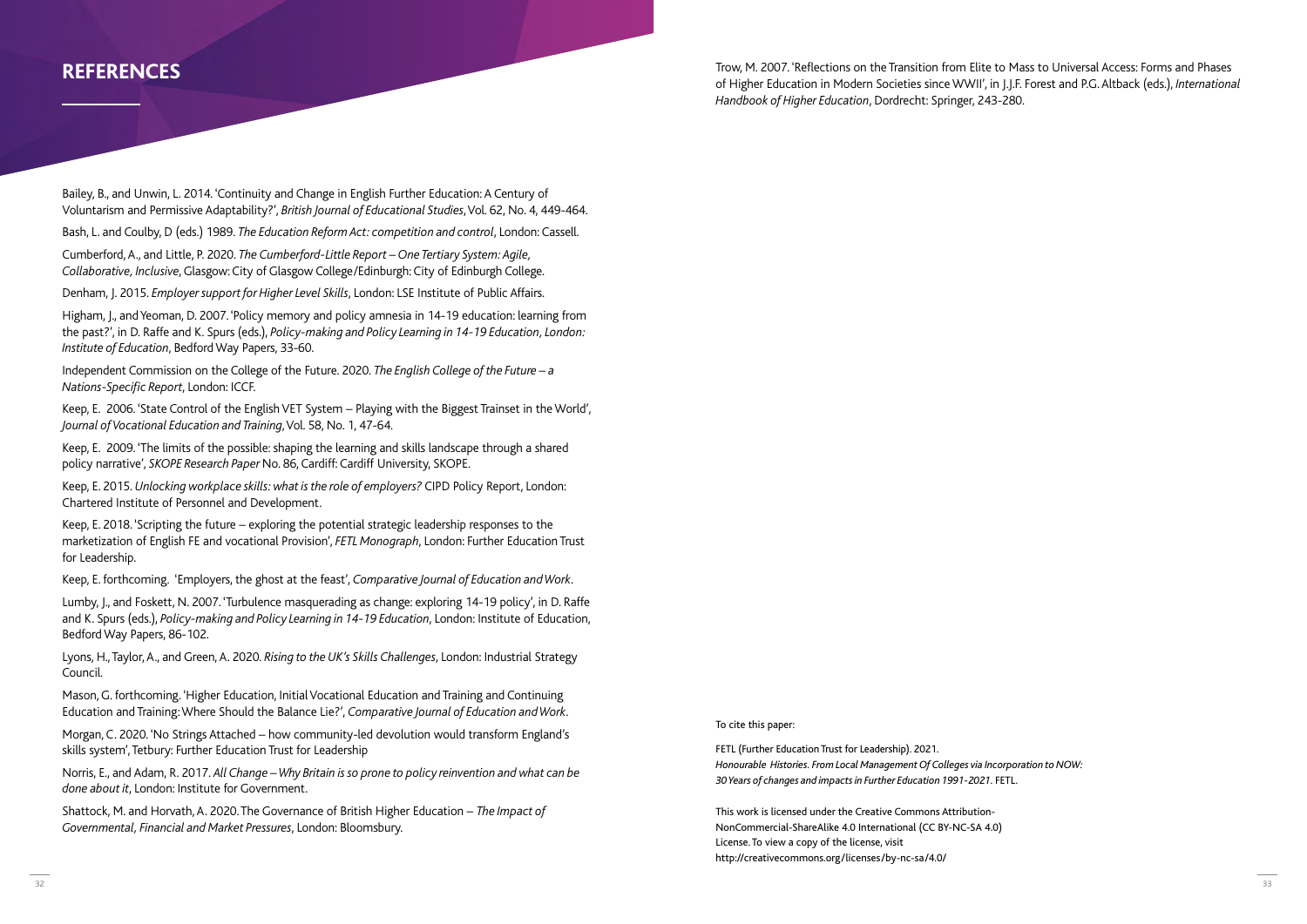## REFERENCES

Bailey, B., and Unwin, L. 2014. 'Continuity and Change in English Further Education: A Century of Voluntarism and Permissive Adaptability?', *British Journal of Educational Studies*, Vol. 62, No. 4, 449-464.

Bash, L. and Coulby, D (eds.) 1989. *The Education Reform Act: competition and control*, London: Cassell.

Cumberford, A., and Little, P. 2020. *The Cumberford-Little Report – One Tertiary System: Agile, Collaborative, Inclusive*, Glasgow: City of Glasgow College/Edinburgh: City of Edinburgh College.

Denham, J. 2015. *Employer support for Higher Level Skills*, London: LSE Institute of Public Affairs.

Higham, J., and Yeoman, D. 2007. 'Policy memory and policy amnesia in 14-19 education: learning from the past?', in D. Raffe and K. Spurs (eds.), *Policy-making and Policy Learning in 14-19 Education, London: Institute of Education*, Bedford Way Papers, 33-60.

Independent Commission on the College of the Future. 2020. *The English College of the Future – a Nations-Specific Report*, London: ICCF.

Keep, E. 2006. 'State Control of the English VET System – Playing with the Biggest Trainset in the World', *Journal of Vocational Education and Training*, Vol. 58, No. 1, 47-64.

Keep, E. 2009. 'The limits of the possible: shaping the learning and skills landscape through a shared policy narrative', *SKOPE Research Paper* No. 86, Cardiff: Cardiff University, SKOPE.

Keep, E. 2015. *Unlocking workplace skills: what is the role of employers?* CIPD Policy Report, London: Chartered Institute of Personnel and Development.

Keep, E. 2018. 'Scripting the future – exploring the potential strategic leadership responses to the marketization of English FE and vocational Provision', *FETL Monograph*, London: Further Education Trust for Leadership.

Keep, E. forthcoming. 'Employers, the ghost at the feast', *Comparative Journal of Education and Work*.

Lumby, J., and Foskett, N. 2007. 'Turbulence masquerading as change: exploring 14-19 policy', in D. Raffe and K. Spurs (eds.), *Policy-making and Policy Learning in 14-19 Education*, London: Institute of Education, Bedford Way Papers, 86-102.

Lyons, H., Taylor, A., and Green, A. 2020. *Rising to the UK's Skills Challenges*, London: Industrial Strategy Council.

Mason, G. forthcoming. 'Higher Education, Initial Vocational Education and Training and Continuing Education and Training: Where Should the Balance Lie?', *Comparative Journal of Education and Work*.

Morgan, C. 2020. 'No Strings Attached – how community-led devolution would transform England's skills system', Tetbury: Further Education Trust for Leadership

Norris, E., and Adam, R. 2017. *All Change – Why Britain is so prone to policy reinvention and what can be done about it*, London: Institute for Government.

Shattock, M. and Horvath, A. 2020. The Governance of British Higher Education – *The Impact of Governmental, Financial and Market Pressures*, London: Bloomsbury.

Trow, M. 2007. 'Reflections on the Transition from Elite to Mass to Universal Access: Forms and Phases of Higher Education in Modern Societies since WWII', in J.J.F. Forest and P.G. Altback (eds.), *International Handbook of Higher Education*, Dordrecht: Springer, 243-280.

To cite this paper:

FETL (Further Education Trust for Leadership). 2021. *Honourable Histories. From Local Management Of Colleges via Incorporation to NOW: 30 Years of changes and impacts in Further Education 1991-2021*. FETL.

This work is licensed under the Creative Commons Attribution-NonCommercial-ShareAlike 4.0 International (CC BY-NC-SA 4.0) License. To view a copy of the license, visit http://creativecommons.org/licenses/by-nc-sa/4.0/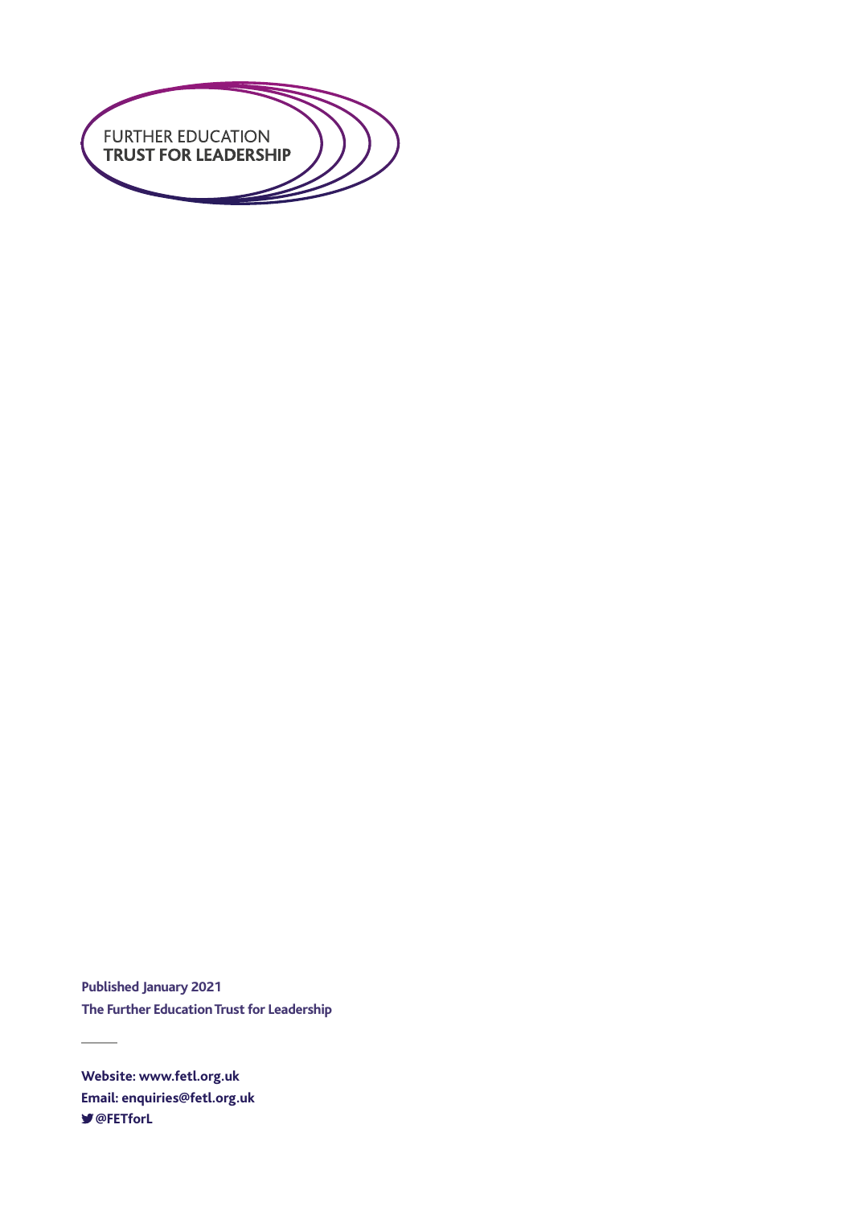FURTHER EDUCATION
**TRUST FOR LEADERSHIP**

**Published January 2021**
**The Further Education Trust for Leadership**

---

**Website: www.fetl.org.uk**
**Email: enquiries@fetl.org.uk**
**@FETforL**